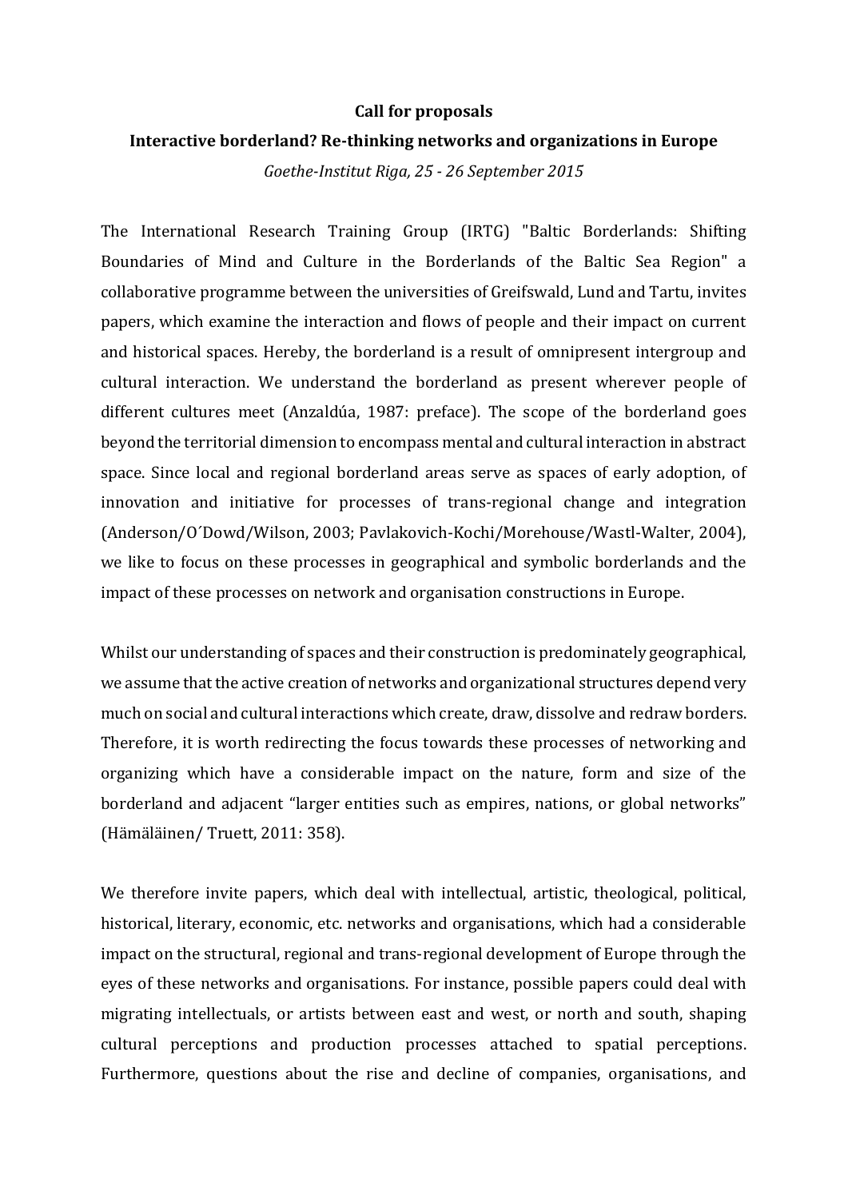**Call for proposals**

**Interactive borderland? Re-thinking networks and organizations in Europe**

*Goethe-Institut Riga, 25 - 26 September 2015*

The International Research Training Group (IRTG) "Baltic Borderlands: Shifting Boundaries of Mind and Culture in the Borderlands of the Baltic Sea Region" a collaborative programme between the universities of Greifswald, Lund and Tartu, invites papers, which examine the interaction and flows of people and their impact on current and historical spaces. Hereby, the borderland is a result of omnipresent intergroup and cultural interaction. We understand the borderland as present wherever people of different cultures meet (Anzaldúa, 1987: preface). The scope of the borderland goes beyond the territorial dimension to encompass mental and cultural interaction in abstract space. Since local and regional borderland areas serve as spaces of early adoption, of innovation and initiative for processes of trans-regional change and integration (Anderson/O´Dowd/Wilson, 2003; Pavlakovich-Kochi/Morehouse/Wastl-Walter, 2004), we like to focus on these processes in geographical and symbolic borderlands and the impact of these processes on network and organisation constructions in Europe.

Whilst our understanding of spaces and their construction is predominately geographical, we assume that the active creation of networks and organizational structures depend very much on social and cultural interactions which create, draw, dissolve and redraw borders. Therefore, it is worth redirecting the focus towards these processes of networking and organizing which have a considerable impact on the nature, form and size of the borderland and adjacent “larger entities such as empires, nations, or global networks” (Hämäläinen/ Truett, 2011: 358).

We therefore invite papers, which deal with intellectual, artistic, theological, political, historical, literary, economic, etc. networks and organisations, which had a considerable impact on the structural, regional and trans-regional development of Europe through the eyes of these networks and organisations. For instance, possible papers could deal with migrating intellectuals, or artists between east and west, or north and south, shaping cultural perceptions and production processes attached to spatial perceptions. Furthermore, questions about the rise and decline of companies, organisations, and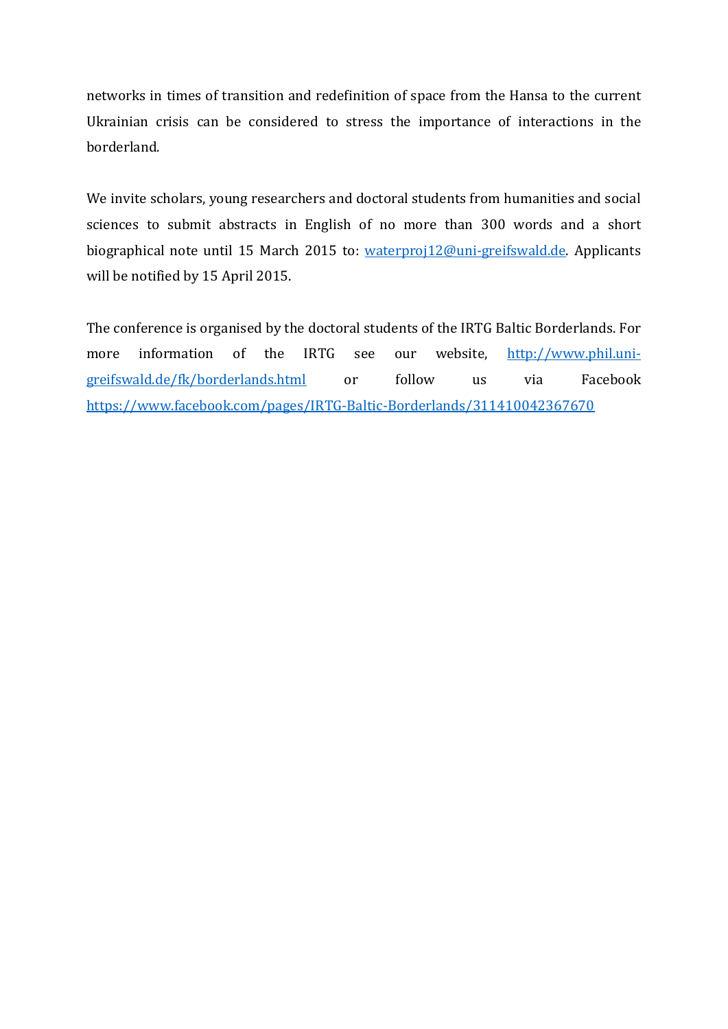networks in times of transition and redefinition of space from the Hansa to the current Ukrainian crisis can be considered to stress the importance of interactions in the borderland.

We invite scholars, young researchers and doctoral students from humanities and social sciences to submit abstracts in English of no more than 300 words and a short biographical note until 15 March 2015 to: waterproj12@uni-greifswald.de. Applicants will be notified by 15 April 2015.

The conference is organised by the doctoral students of the IRTG Baltic Borderlands. For more information of the IRTG see our website, http://www.phil.uni-greifswald.de/fk/borderlands.html or follow us via Facebook https://www.facebook.com/pages/IRTG-Baltic-Borderlands/311410042367670